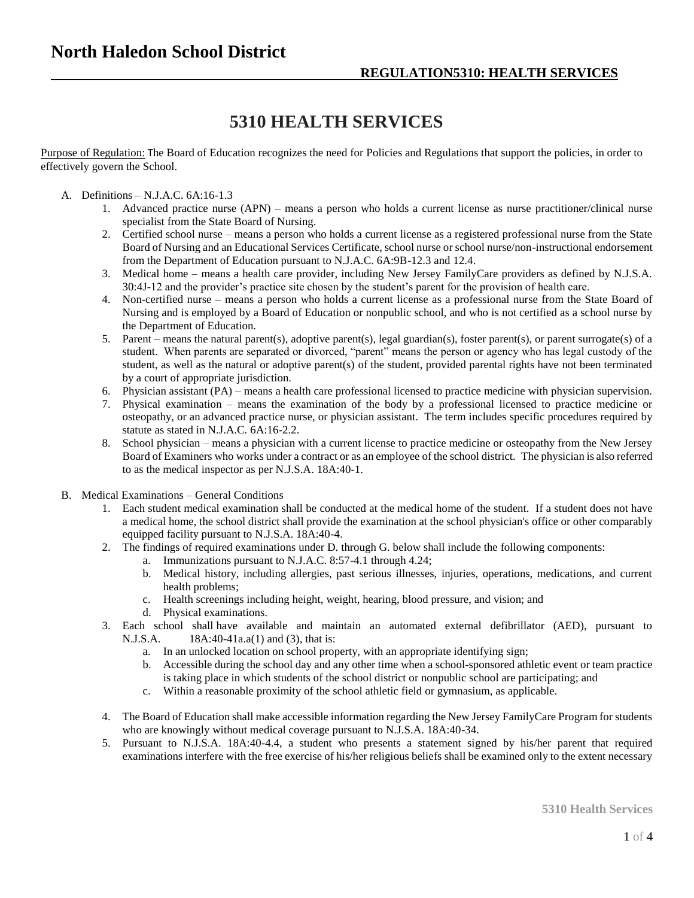# North Haledon School District

**REGULATION5310: HEALTH SERVICES**

## 5310 HEALTH SERVICES

Purpose of Regulation: The Board of Education recognizes the need for Policies and Regulations that support the policies, in order to effectively govern the School.

A. Definitions – N.J.A.C. 6A:16-1.3
   1. Advanced practice nurse (APN) – means a person who holds a current license as nurse practitioner/clinical nurse specialist from the State Board of Nursing.
   2. Certified school nurse – means a person who holds a current license as a registered professional nurse from the State Board of Nursing and an Educational Services Certificate, school nurse or school nurse/non-instructional endorsement from the Department of Education pursuant to N.J.A.C. 6A:9B-12.3 and 12.4.
   3. Medical home – means a health care provider, including New Jersey FamilyCare providers as defined by N.J.S.A. 30:4J-12 and the provider's practice site chosen by the student's parent for the provision of health care.
   4. Non-certified nurse – means a person who holds a current license as a professional nurse from the State Board of Nursing and is employed by a Board of Education or nonpublic school, and who is not certified as a school nurse by the Department of Education.
   5. Parent – means the natural parent(s), adoptive parent(s), legal guardian(s), foster parent(s), or parent surrogate(s) of a student. When parents are separated or divorced, "parent" means the person or agency who has legal custody of the student, as well as the natural or adoptive parent(s) of the student, provided parental rights have not been terminated by a court of appropriate jurisdiction.
   6. Physician assistant (PA) – means a health care professional licensed to practice medicine with physician supervision.
   7. Physical examination – means the examination of the body by a professional licensed to practice medicine or osteopathy, or an advanced practice nurse, or physician assistant. The term includes specific procedures required by statute as stated in N.J.A.C. 6A:16-2.2.
   8. School physician – means a physician with a current license to practice medicine or osteopathy from the New Jersey Board of Examiners who works under a contract or as an employee of the school district. The physician is also referred to as the medical inspector as per N.J.S.A. 18A:40-1.

B. Medical Examinations – General Conditions
   1. Each student medical examination shall be conducted at the medical home of the student. If a student does not have a medical home, the school district shall provide the examination at the school physician's office or other comparably equipped facility pursuant to N.J.S.A. 18A:40-4.
   2. The findings of required examinations under D. through G. below shall include the following components:
      a. Immunizations pursuant to N.J.A.C. 8:57-4.1 through 4.24;
      b. Medical history, including allergies, past serious illnesses, injuries, operations, medications, and current health problems;
      c. Health screenings including height, weight, hearing, blood pressure, and vision; and
      d. Physical examinations.
   3. Each school shall have available and maintain an automated external defibrillator (AED), pursuant to N.J.S.A. 18A:40-41a.a(1) and (3), that is:
      a. In an unlocked location on school property, with an appropriate identifying sign;
      b. Accessible during the school day and any other time when a school-sponsored athletic event or team practice is taking place in which students of the school district or nonpublic school are participating; and
      c. Within a reasonable proximity of the school athletic field or gymnasium, as applicable.
   4. The Board of Education shall make accessible information regarding the New Jersey FamilyCare Program for students who are knowingly without medical coverage pursuant to N.J.S.A. 18A:40-34.
   5. Pursuant to N.J.S.A. 18A:40-4.4, a student who presents a statement signed by his/her parent that required examinations interfere with the free exercise of his/her religious beliefs shall be examined only to the extent necessary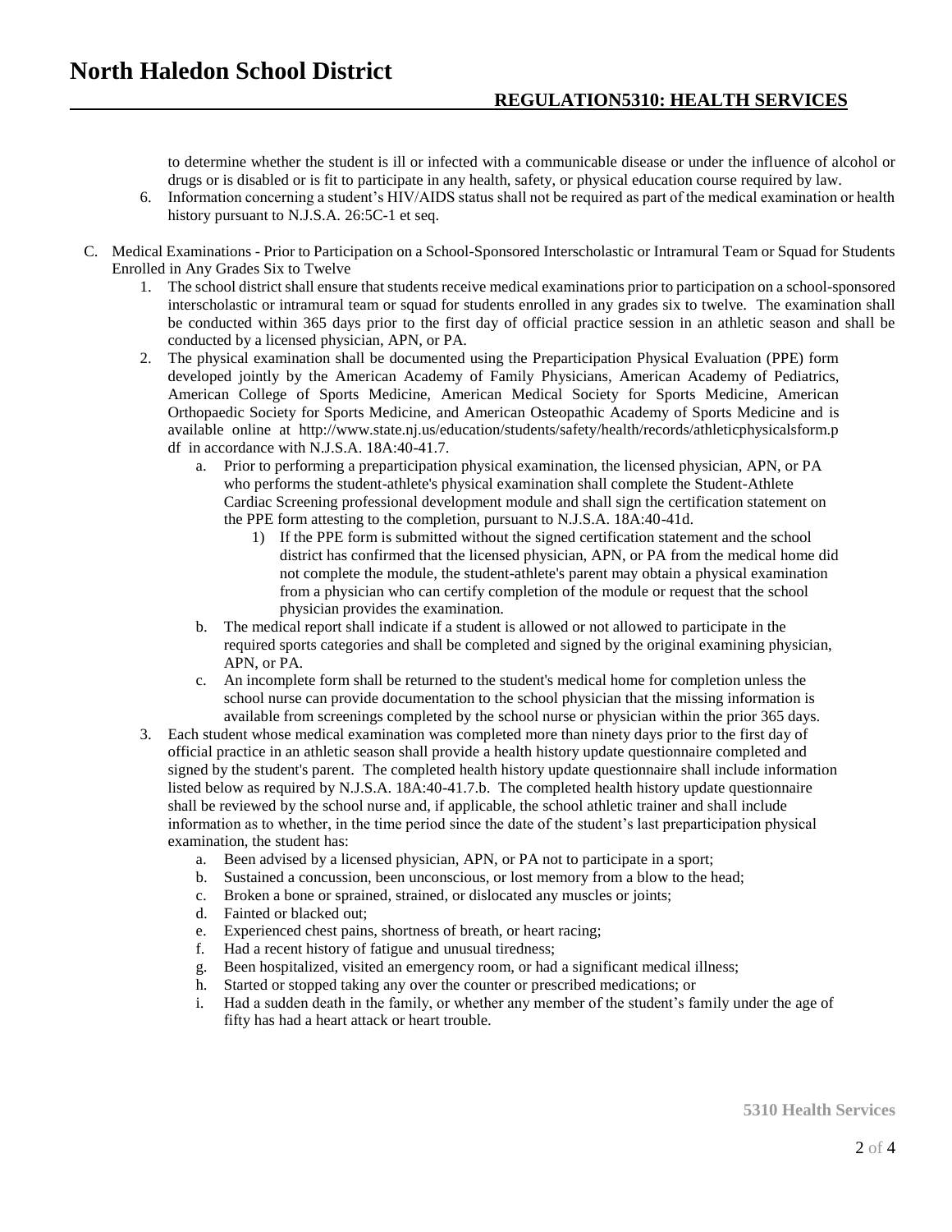to determine whether the student is ill or infected with a communicable disease or under the influence of alcohol or drugs or is disabled or is fit to participate in any health, safety, or physical education course required by law.

6. Information concerning a student's HIV/AIDS status shall not be required as part of the medical examination or health history pursuant to N.J.S.A. 26:5C-1 et seq.

C. Medical Examinations - Prior to Participation on a School-Sponsored Interscholastic or Intramural Team or Squad for Students Enrolled in Any Grades Six to Twelve

1. The school district shall ensure that students receive medical examinations prior to participation on a school-sponsored interscholastic or intramural team or squad for students enrolled in any grades six to twelve. The examination shall be conducted within 365 days prior to the first day of official practice session in an athletic season and shall be conducted by a licensed physician, APN, or PA.
2. The physical examination shall be documented using the Preparticipation Physical Evaluation (PPE) form developed jointly by the American Academy of Family Physicians, American Academy of Pediatrics, American College of Sports Medicine, American Medical Society for Sports Medicine, American Orthopaedic Society for Sports Medicine, and American Osteopathic Academy of Sports Medicine and is available online at http://www.state.nj.us/education/students/safety/health/records/athleticphysicalsform.pdf in accordance with N.J.S.A. 18A:40-41.7.
   a. Prior to performing a preparticipation physical examination, the licensed physician, APN, or PA who performs the student-athlete's physical examination shall complete the Student-Athlete Cardiac Screening professional development module and shall sign the certification statement on the PPE form attesting to the completion, pursuant to N.J.S.A. 18A:40-41d.
      1) If the PPE form is submitted without the signed certification statement and the school district has confirmed that the licensed physician, APN, or PA from the medical home did not complete the module, the student-athlete's parent may obtain a physical examination from a physician who can certify completion of the module or request that the school physician provides the examination.
   b. The medical report shall indicate if a student is allowed or not allowed to participate in the required sports categories and shall be completed and signed by the original examining physician, APN, or PA.
   c. An incomplete form shall be returned to the student's medical home for completion unless the school nurse can provide documentation to the school physician that the missing information is available from screenings completed by the school nurse or physician within the prior 365 days.
3. Each student whose medical examination was completed more than ninety days prior to the first day of official practice in an athletic season shall provide a health history update questionnaire completed and signed by the student's parent. The completed health history update questionnaire shall include information listed below as required by N.J.S.A. 18A:40-41.7.b. The completed health history update questionnaire shall be reviewed by the school nurse and, if applicable, the school athletic trainer and shall include information as to whether, in the time period since the date of the student's last preparticipation physical examination, the student has:
   a. Been advised by a licensed physician, APN, or PA not to participate in a sport;
   b. Sustained a concussion, been unconscious, or lost memory from a blow to the head;
   c. Broken a bone or sprained, strained, or dislocated any muscles or joints;
   d. Fainted or blacked out;
   e. Experienced chest pains, shortness of breath, or heart racing;
   f. Had a recent history of fatigue and unusual tiredness;
   g. Been hospitalized, visited an emergency room, or had a significant medical illness;
   h. Started or stopped taking any over the counter or prescribed medications; or
   i. Had a sudden death in the family, or whether any member of the student's family under the age of fifty has had a heart attack or heart trouble.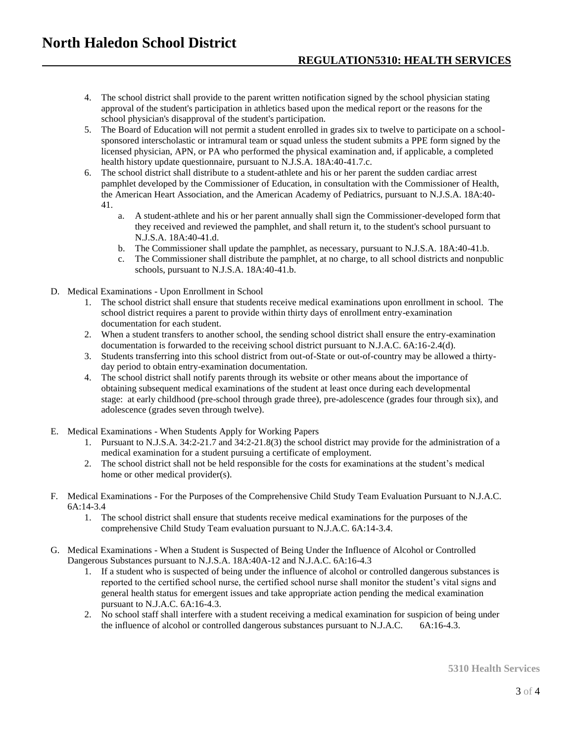4. The school district shall provide to the parent written notification signed by the school physician stating approval of the student's participation in athletics based upon the medical report or the reasons for the school physician's disapproval of the student's participation.
5. The Board of Education will not permit a student enrolled in grades six to twelve to participate on a school-sponsored interscholastic or intramural team or squad unless the student submits a PPE form signed by the licensed physician, APN, or PA who performed the physical examination and, if applicable, a completed health history update questionnaire, pursuant to N.J.S.A. 18A:40-41.7.c.
6. The school district shall distribute to a student-athlete and his or her parent the sudden cardiac arrest pamphlet developed by the Commissioner of Education, in consultation with the Commissioner of Health, the American Heart Association, and the American Academy of Pediatrics, pursuant to N.J.S.A. 18A:40-41.
   a. A student-athlete and his or her parent annually shall sign the Commissioner-developed form that they received and reviewed the pamphlet, and shall return it, to the student's school pursuant to N.J.S.A. 18A:40-41.d.
   b. The Commissioner shall update the pamphlet, as necessary, pursuant to N.J.S.A. 18A:40-41.b.
   c. The Commissioner shall distribute the pamphlet, at no charge, to all school districts and nonpublic schools, pursuant to N.J.S.A. 18A:40-41.b.

D. Medical Examinations - Upon Enrollment in School
   1. The school district shall ensure that students receive medical examinations upon enrollment in school. The school district requires a parent to provide within thirty days of enrollment entry-examination documentation for each student.
   2. When a student transfers to another school, the sending school district shall ensure the entry-examination documentation is forwarded to the receiving school district pursuant to N.J.A.C. 6A:16-2.4(d).
   3. Students transferring into this school district from out-of-State or out-of-country may be allowed a thirty-day period to obtain entry-examination documentation.
   4. The school district shall notify parents through its website or other means about the importance of obtaining subsequent medical examinations of the student at least once during each developmental stage: at early childhood (pre-school through grade three), pre-adolescence (grades four through six), and adolescence (grades seven through twelve).

E. Medical Examinations - When Students Apply for Working Papers
   1. Pursuant to N.J.S.A. 34:2-21.7 and 34:2-21.8(3) the school district may provide for the administration of a medical examination for a student pursuing a certificate of employment.
   2. The school district shall not be held responsible for the costs for examinations at the student's medical home or other medical provider(s).

F. Medical Examinations - For the Purposes of the Comprehensive Child Study Team Evaluation Pursuant to N.J.A.C. 6A:14-3.4
   1. The school district shall ensure that students receive medical examinations for the purposes of the comprehensive Child Study Team evaluation pursuant to N.J.A.C. 6A:14-3.4.

G. Medical Examinations - When a Student is Suspected of Being Under the Influence of Alcohol or Controlled Dangerous Substances pursuant to N.J.S.A. 18A:40A-12 and N.J.A.C. 6A:16-4.3
   1. If a student who is suspected of being under the influence of alcohol or controlled dangerous substances is reported to the certified school nurse, the certified school nurse shall monitor the student's vital signs and general health status for emergent issues and take appropriate action pending the medical examination pursuant to N.J.A.C. 6A:16-4.3.
   2. No school staff shall interfere with a student receiving a medical examination for suspicion of being under the influence of alcohol or controlled dangerous substances pursuant to N.J.A.C. 6A:16-4.3.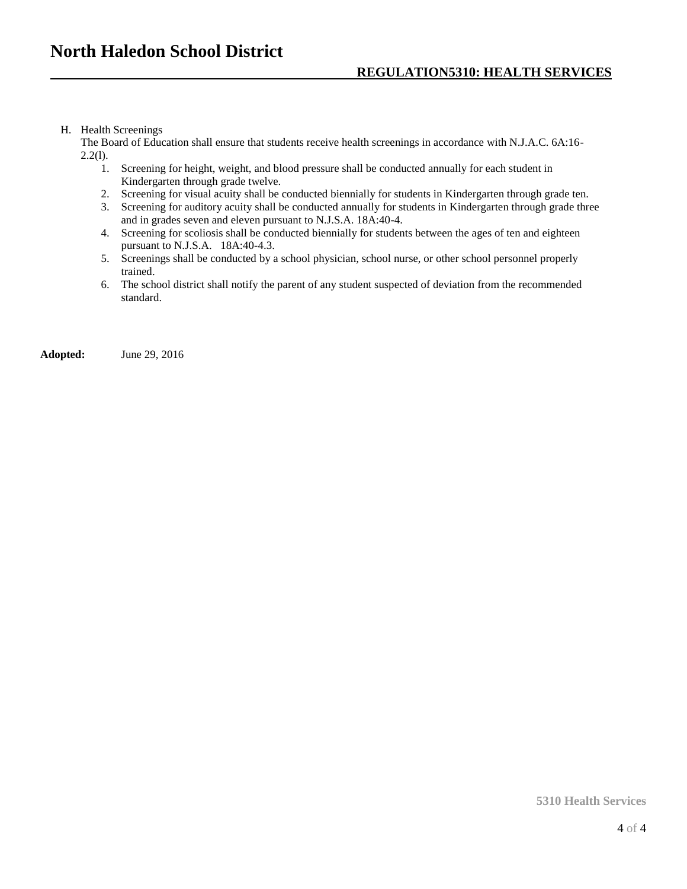H. Health Screenings

The Board of Education shall ensure that students receive health screenings in accordance with N.J.A.C. 6A:16-2.2(l).

1. Screening for height, weight, and blood pressure shall be conducted annually for each student in Kindergarten through grade twelve.
2. Screening for visual acuity shall be conducted biennially for students in Kindergarten through grade ten.
3. Screening for auditory acuity shall be conducted annually for students in Kindergarten through grade three and in grades seven and eleven pursuant to N.J.S.A. 18A:40-4.
4. Screening for scoliosis shall be conducted biennially for students between the ages of ten and eighteen pursuant to N.J.S.A. 18A:40-4.3.
5. Screenings shall be conducted by a school physician, school nurse, or other school personnel properly trained.
6. The school district shall notify the parent of any student suspected of deviation from the recommended standard.

**Adopted:** June 29, 2016